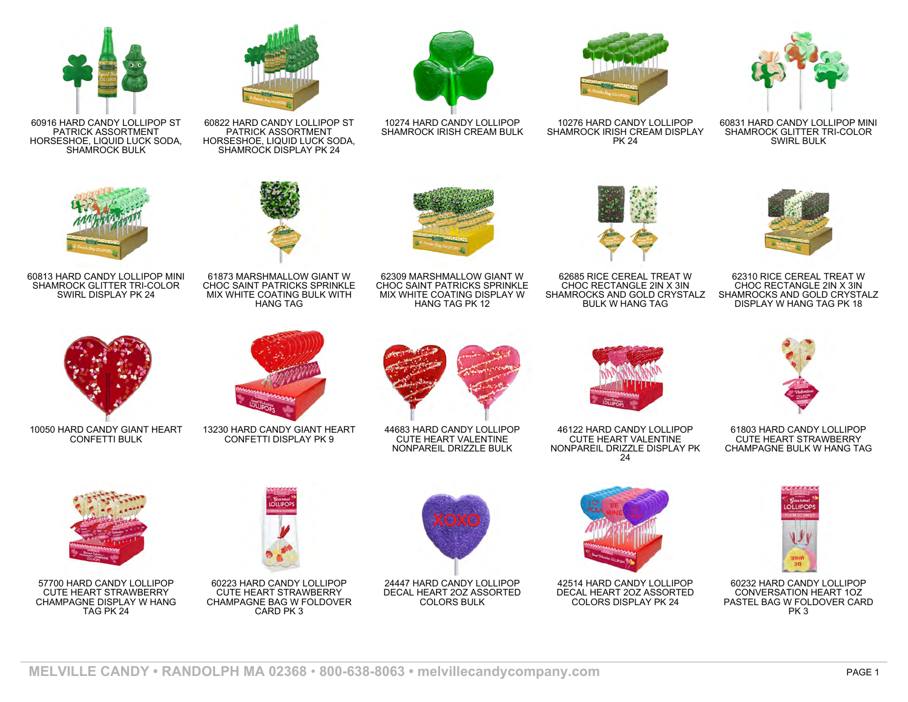60916 HARD CANDY LOLLIPOP ST PATRICK ASSORTMENT HORSESHOE, LIQUID LUCK SODA, SHAMROCK BULK

60822 HARD CANDY LOLLIPOP ST PATRICK ASSORTMENT HORSESHOE, LIQUID LUCK SODA, SHAMROCK DISPLAY PK 24

10274 HARD CANDY LOLLIPOP SHAMROCK IRISH CREAM BULK

10276 HARD CANDY LOLLIPOP SHAMROCK IRISH CREAM DISPLAY PK 24

60831 HARD CANDY LOLLIPOP MINI SHAMROCK GLITTER TRI-COLOR SWIRL BULK

60813 HARD CANDY LOLLIPOP MINI SHAMROCK GLITTER TRI-COLOR SWIRL DISPLAY PK 24

61873 MARSHMALLOW GIANT W CHOC SAINT PATRICKS SPRINKLE MIX WHITE COATING BULK WITH HANG TAG

62309 MARSHMALLOW GIANT W CHOC SAINT PATRICKS SPRINKLE MIX WHITE COATING DISPLAY W HANG TAG PK 12

62685 RICE CEREAL TREAT W CHOC RECTANGLE 2IN X 3IN SHAMROCKS AND GOLD CRYSTALZ BULK W HANG TAG

62310 RICE CEREAL TREAT W CHOC RECTANGLE 2IN X 3IN SHAMROCKS AND GOLD CRYSTALZ DISPLAY W HANG TAG PK 18

10050 HARD CANDY GIANT HEART CONFETTI BULK

13230 HARD CANDY GIANT HEART CONFETTI DISPLAY PK 9

44683 HARD CANDY LOLLIPOP CUTE HEART VALENTINE NONPAREIL DRIZZLE BULK

46122 HARD CANDY LOLLIPOP CUTE HEART VALENTINE NONPAREIL DRIZZLE DISPLAY PK 24

61803 HARD CANDY LOLLIPOP CUTE HEART STRAWBERRY CHAMPAGNE BULK W HANG TAG

57700 HARD CANDY LOLLIPOP CUTE HEART STRAWBERRY CHAMPAGNE DISPLAY W HANG TAG PK 24

60223 HARD CANDY LOLLIPOP CUTE HEART STRAWBERRY CHAMPAGNE BAG W FOLDOVER CARD PK 3

24447 HARD CANDY LOLLIPOP DECAL HEART 2OZ ASSORTED COLORS BULK

42514 HARD CANDY LOLLIPOP DECAL HEART 2OZ ASSORTED COLORS DISPLAY PK 24

60232 HARD CANDY LOLLIPOP CONVERSATION HEART 1OZ PASTEL BAG W FOLDOVER CARD PK 3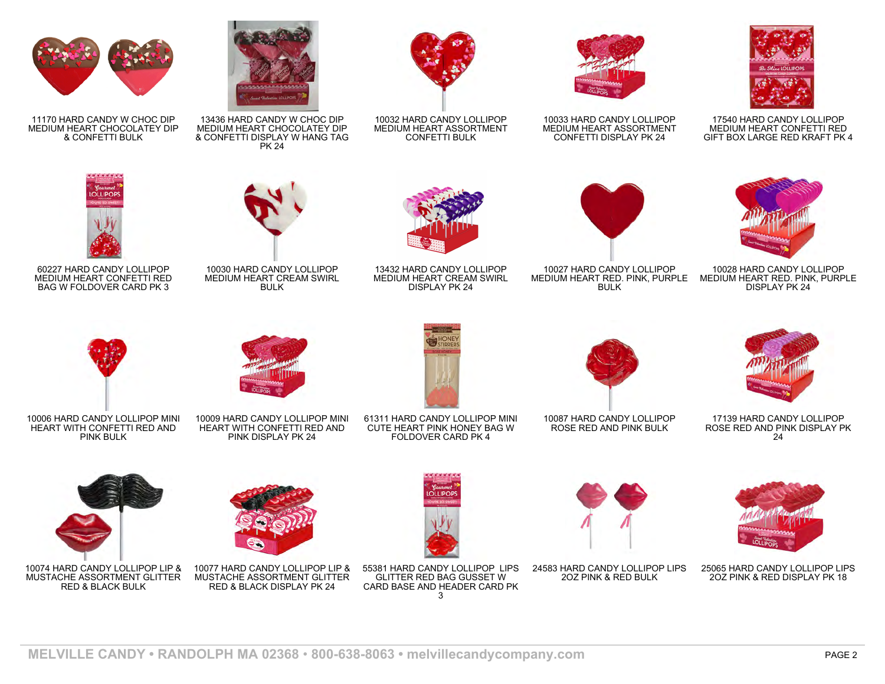11170 HARD CANDY W CHOC DIP MEDIUM HEART CHOCOLATEY DIP & CONFETTI BULK

13436 HARD CANDY W CHOC DIP MEDIUM HEART CHOCOLATEY DIP & CONFETTI DISPLAY W HANG TAG PK 24

10032 HARD CANDY LOLLIPOP MEDIUM HEART ASSORTMENT CONFETTI BULK

10033 HARD CANDY LOLLIPOP MEDIUM HEART ASSORTMENT CONFETTI DISPLAY PK 24

17540 HARD CANDY LOLLIPOP MEDIUM HEART CONFETTI RED GIFT BOX LARGE RED KRAFT PK 4

60227 HARD CANDY LOLLIPOP MEDIUM HEART CONFETTI RED BAG W FOLDOVER CARD PK 3

10030 HARD CANDY LOLLIPOP MEDIUM HEART CREAM SWIRL BULK

13432 HARD CANDY LOLLIPOP MEDIUM HEART CREAM SWIRL DISPLAY PK 24

10027 HARD CANDY LOLLIPOP MEDIUM HEART RED. PINK, PURPLE BULK

10028 HARD CANDY LOLLIPOP MEDIUM HEART RED. PINK, PURPLE DISPLAY PK 24

10006 HARD CANDY LOLLIPOP MINI HEART WITH CONFETTI RED AND PINK BULK

10009 HARD CANDY LOLLIPOP MINI HEART WITH CONFETTI RED AND PINK DISPLAY PK 24

61311 HARD CANDY LOLLIPOP MINI CUTE HEART PINK HONEY BAG W FOLDOVER CARD PK 4

10087 HARD CANDY LOLLIPOP ROSE RED AND PINK BULK

17139 HARD CANDY LOLLIPOP ROSE RED AND PINK DISPLAY PK 24

10074 HARD CANDY LOLLIPOP LIP & MUSTACHE ASSORTMENT GLITTER RED & BLACK BULK

10077 HARD CANDY LOLLIPOP LIP & MUSTACHE ASSORTMENT GLITTER RED & BLACK DISPLAY PK 24

55381 HARD CANDY LOLLIPOP LIPS GLITTER RED BAG GUSSET W CARD BASE AND HEADER CARD PK 3

24583 HARD CANDY LOLLIPOP LIPS 2OZ PINK & RED BULK

25065 HARD CANDY LOLLIPOP LIPS 2OZ PINK & RED DISPLAY PK 18

MELVILLE CANDY • RANDOLPH MA 02368 • 800-638-8063 • melvillecandycompany.com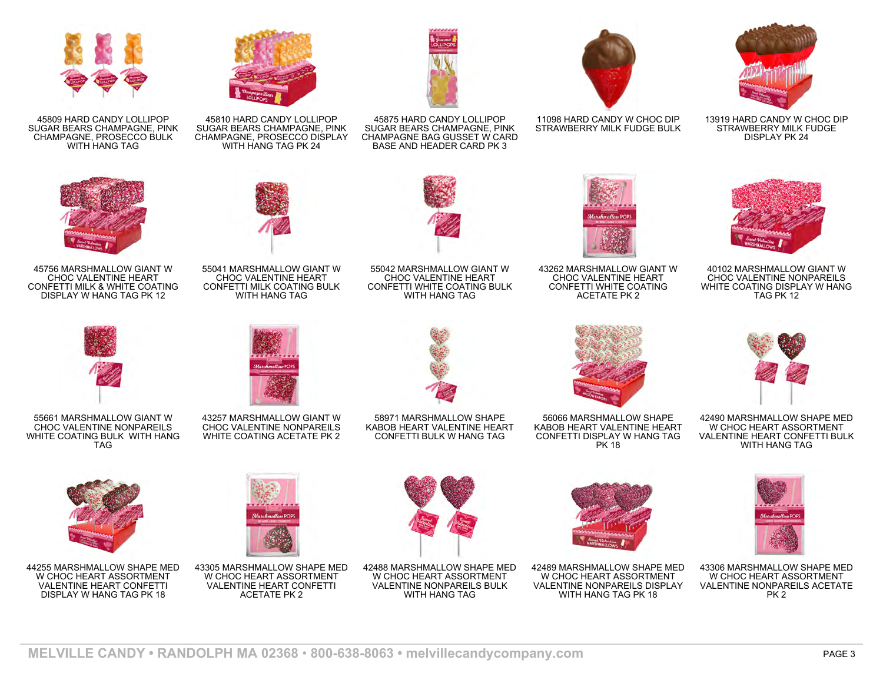45809 HARD CANDY LOLLIPOP SUGAR BEARS CHAMPAGNE, PINK CHAMPAGNE, PROSECCO BULK WITH HANG TAG

45810 HARD CANDY LOLLIPOP SUGAR BEARS CHAMPAGNE, PINK CHAMPAGNE, PROSECCO DISPLAY WITH HANG TAG PK 24

45875 HARD CANDY LOLLIPOP SUGAR BEARS CHAMPAGNE, PINK CHAMPAGNE BAG GUSSET W CARD BASE AND HEADER CARD PK 3

11098 HARD CANDY W CHOC DIP STRAWBERRY MILK FUDGE BULK

13919 HARD CANDY W CHOC DIP STRAWBERRY MILK FUDGE DISPLAY PK 24

45756 MARSHMALLOW GIANT W CHOC VALENTINE HEART CONFETTI MILK & WHITE COATING DISPLAY W HANG TAG PK 12

55041 MARSHMALLOW GIANT W CHOC VALENTINE HEART CONFETTI MILK COATING BULK WITH HANG TAG

55042 MARSHMALLOW GIANT W CHOC VALENTINE HEART CONFETTI WHITE COATING BULK WITH HANG TAG

43262 MARSHMALLOW GIANT W CHOC VALENTINE HEART CONFETTI WHITE COATING ACETATE PK 2

40102 MARSHMALLOW GIANT W CHOC VALENTINE NONPAREILS WHITE COATING DISPLAY W HANG TAG PK 12

55661 MARSHMALLOW GIANT W CHOC VALENTINE NONPAREILS WHITE COATING BULK WITH HANG TAG

43257 MARSHMALLOW GIANT W CHOC VALENTINE NONPAREILS WHITE COATING ACETATE PK 2

58971 MARSHMALLOW SHAPE KABOB HEART VALENTINE HEART CONFETTI BULK W HANG TAG

56066 MARSHMALLOW SHAPE KABOB HEART VALENTINE HEART CONFETTI DISPLAY W HANG TAG PK 18

42490 MARSHMALLOW SHAPE MED W CHOC HEART ASSORTMENT VALENTINE HEART CONFETTI BULK WITH HANG TAG

44255 MARSHMALLOW SHAPE MED W CHOC HEART ASSORTMENT VALENTINE HEART CONFETTI DISPLAY W HANG TAG PK 18

43305 MARSHMALLOW SHAPE MED W CHOC HEART ASSORTMENT VALENTINE HEART CONFETTI ACETATE PK 2

42488 MARSHMALLOW SHAPE MED W CHOC HEART ASSORTMENT VALENTINE NONPAREILS BULK WITH HANG TAG

42489 MARSHMALLOW SHAPE MED W CHOC HEART ASSORTMENT VALENTINE NONPAREILS DISPLAY WITH HANG TAG PK 18

43306 MARSHMALLOW SHAPE MED W CHOC HEART ASSORTMENT VALENTINE NONPAREILS ACETATE PK 2

**MELVILLE CANDY • RANDOLPH MA 02368 • 800-638-8063 • melvillecandycompany.com**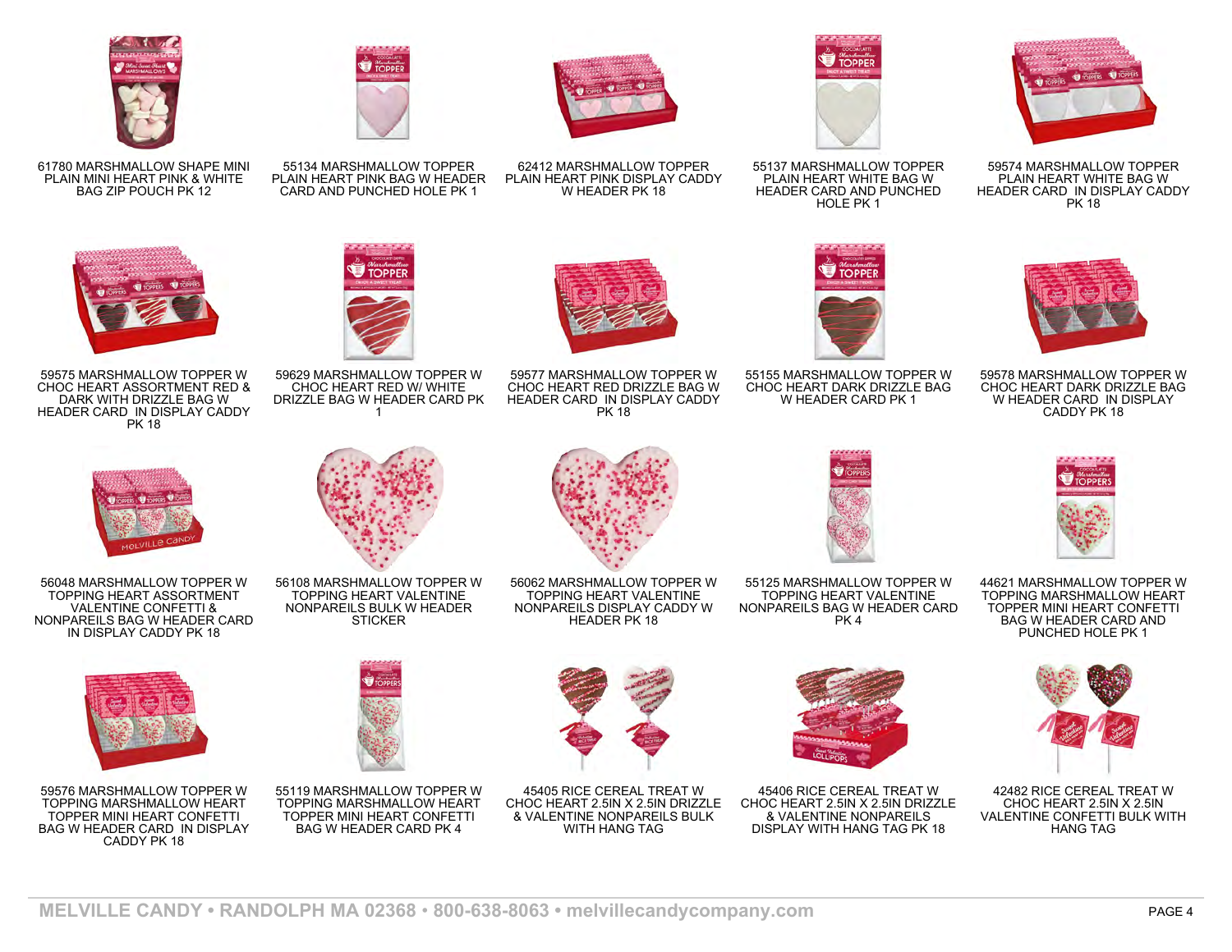61780 MARSHMALLOW SHAPE MINI PLAIN MINI HEART PINK & WHITE BAG ZIP POUCH PK 12

55134 MARSHMALLOW TOPPER PLAIN HEART PINK BAG W HEADER CARD AND PUNCHED HOLE PK 1

62412 MARSHMALLOW TOPPER PLAIN HEART PINK DISPLAY CADDY W HEADER PK 18

55137 MARSHMALLOW TOPPER PLAIN HEART WHITE BAG W HEADER CARD AND PUNCHED HOLE PK 1

59574 MARSHMALLOW TOPPER PLAIN HEART WHITE BAG W HEADER CARD IN DISPLAY CADDY PK 18

59575 MARSHMALLOW TOPPER W CHOC HEART ASSORTMENT RED & DARK WITH DRIZZLE BAG W HEADER CARD IN DISPLAY CADDY PK 18

59629 MARSHMALLOW TOPPER W CHOC HEART RED W/ WHITE DRIZZLE BAG W HEADER CARD PK 1

59577 MARSHMALLOW TOPPER W CHOC HEART RED DRIZZLE BAG W HEADER CARD IN DISPLAY CADDY PK 18

55155 MARSHMALLOW TOPPER W CHOC HEART DARK DRIZZLE BAG W HEADER CARD PK 1

59578 MARSHMALLOW TOPPER W CHOC HEART DARK DRIZZLE BAG W HEADER CARD IN DISPLAY CADDY PK 18

56048 MARSHMALLOW TOPPER W TOPPING HEART ASSORTMENT VALENTINE CONFETTI & NONPAREILS BAG W HEADER CARD IN DISPLAY CADDY PK 18

56108 MARSHMALLOW TOPPER W TOPPING HEART VALENTINE NONPAREILS BULK W HEADER STICKER

56062 MARSHMALLOW TOPPER W TOPPING HEART VALENTINE NONPAREILS DISPLAY CADDY W HEADER PK 18

55125 MARSHMALLOW TOPPER W TOPPING HEART VALENTINE NONPAREILS BAG W HEADER CARD PK 4

44621 MARSHMALLOW TOPPER W TOPPING MARSHMALLOW HEART TOPPER MINI HEART CONFETTI BAG W HEADER CARD AND PUNCHED HOLE PK 1

59576 MARSHMALLOW TOPPER W TOPPING MARSHMALLOW HEART TOPPER MINI HEART CONFETTI BAG W HEADER CARD IN DISPLAY CADDY PK 18

55119 MARSHMALLOW TOPPER W TOPPING MARSHMALLOW HEART TOPPER MINI HEART CONFETTI BAG W HEADER CARD PK 4

45405 RICE CEREAL TREAT W CHOC HEART 2.5IN X 2.5IN DRIZZLE & VALENTINE NONPAREILS BULK WITH HANG TAG

45406 RICE CEREAL TREAT W CHOC HEART 2.5IN X 2.5IN DRIZZLE & VALENTINE NONPAREILS DISPLAY WITH HANG TAG PK 18

42482 RICE CEREAL TREAT W CHOC HEART 2.5IN X 2.5IN VALENTINE CONFETTI BULK WITH HANG TAG

MELVILLE CANDY • RANDOLPH MA 02368 • 800-638-8063 • melvillecandycompany.com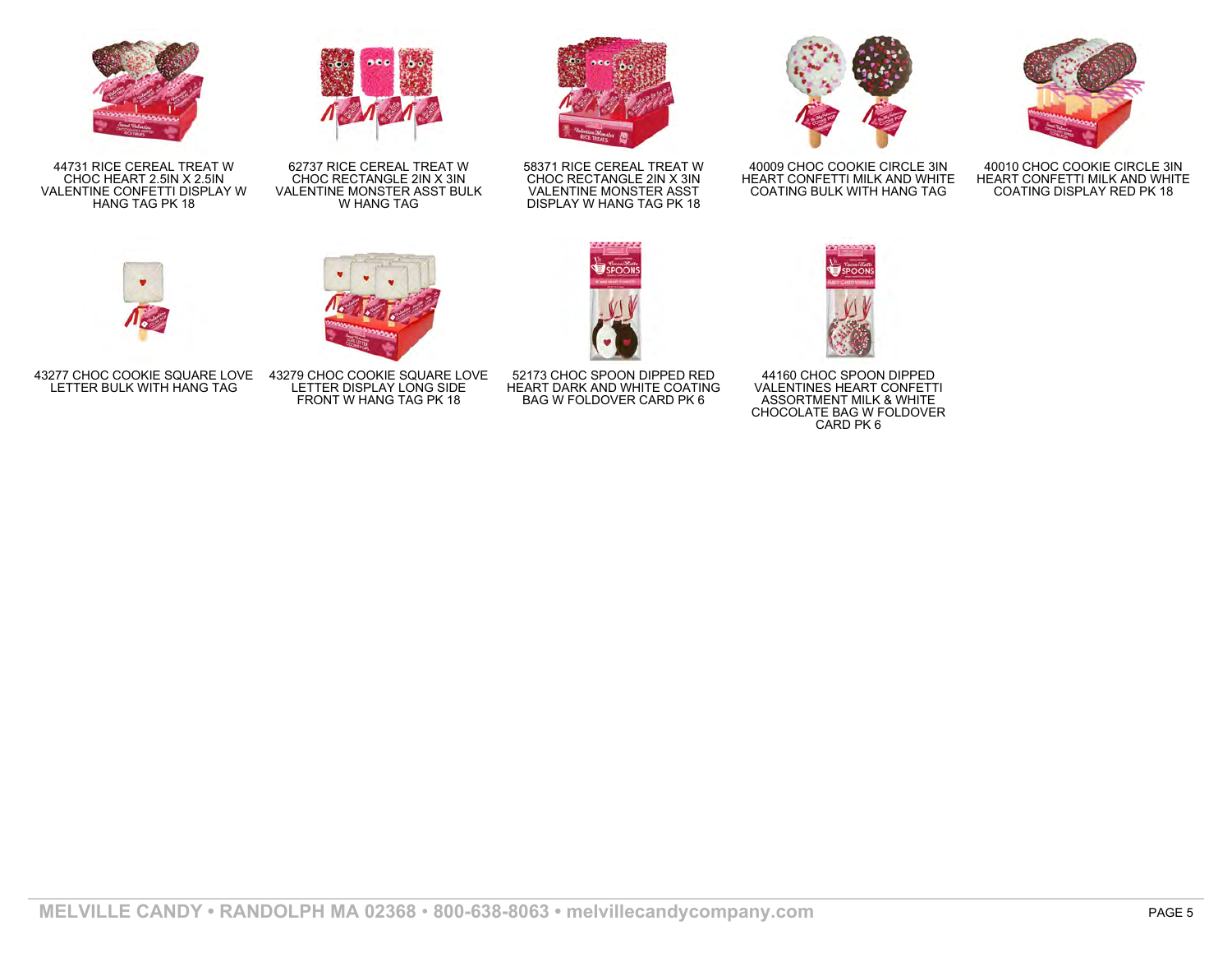44731 RICE CEREAL TREAT W CHOC HEART 2.5IN X 2.5IN VALENTINE CONFETTI DISPLAY W HANG TAG PK 18

62737 RICE CEREAL TREAT W CHOC RECTANGLE 2IN X 3IN VALENTINE MONSTER ASST BULK W HANG TAG

58371 RICE CEREAL TREAT W CHOC RECTANGLE 2IN X 3IN VALENTINE MONSTER ASST DISPLAY W HANG TAG PK 18

40009 CHOC COOKIE CIRCLE 3IN HEART CONFETTI MILK AND WHITE COATING BULK WITH HANG TAG

40010 CHOC COOKIE CIRCLE 3IN HEART CONFETTI MILK AND WHITE COATING DISPLAY RED PK 18

43277 CHOC COOKIE SQUARE LOVE LETTER BULK WITH HANG TAG

43279 CHOC COOKIE SQUARE LOVE LETTER DISPLAY LONG SIDE FRONT W HANG TAG PK 18

52173 CHOC SPOON DIPPED RED HEART DARK AND WHITE COATING BAG W FOLDOVER CARD PK 6

44160 CHOC SPOON DIPPED VALENTINES HEART CONFETTI ASSORTMENT MILK & WHITE CHOCOLATE BAG W FOLDOVER CARD PK 6